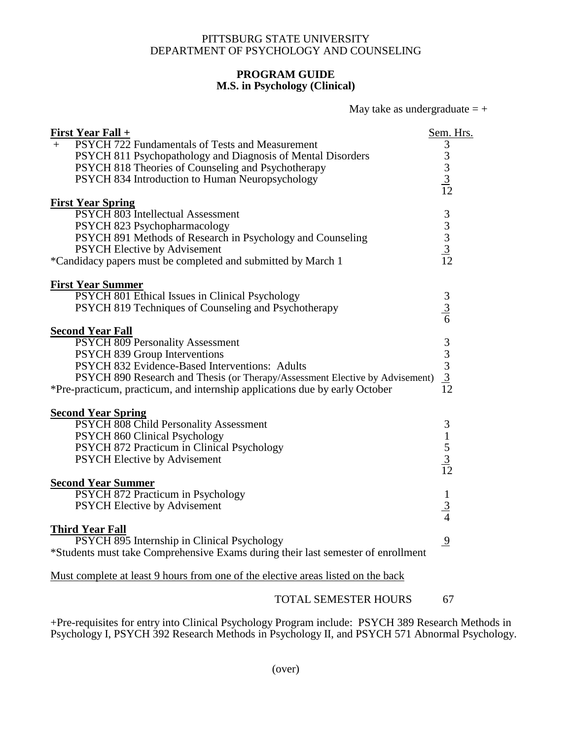PITTSBURG STATE UNIVERSITY
DEPARTMENT OF PSYCHOLOGY AND COUNSELING

# PROGRAM GUIDE
## M.S. in Psychology (Clinical)

May take as undergraduate = +

| First Year Fall + | Sem. Hrs. |
|---|---|
| + PSYCH 722 Fundamentals of Tests and Measurement | 3 |
| PSYCH 811 Psychopathology and Diagnosis of Mental Disorders | 3 |
| PSYCH 818 Theories of Counseling and Psychotherapy | 3 |
| PSYCH 834 Introduction to Human Neuropsychology | 3 |
| | 12 |
| **First Year Spring** | |
| PSYCH 803 Intellectual Assessment | 3 |
| PSYCH 823 Psychopharmacology | 3 |
| PSYCH 891 Methods of Research in Psychology and Counseling | 3 |
| PSYCH Elective by Advisement | 3 |
| *Candidacy papers must be completed and submitted by March 1 | 12 |
| **First Year Summer** | |
| PSYCH 801 Ethical Issues in Clinical Psychology | 3 |
| PSYCH 819 Techniques of Counseling and Psychotherapy | 3 |
| | 6 |
| **Second Year Fall** | |
| PSYCH 809 Personality Assessment | 3 |
| PSYCH 839 Group Interventions | 3 |
| PSYCH 832 Evidence-Based Interventions: Adults | 3 |
| PSYCH 890 Research and Thesis (or Therapy/Assessment Elective by Advisement) | 3 |
| *Pre-practicum, practicum, and internship applications due by early October | 12 |
| **Second Year Spring** | |
| PSYCH 808 Child Personality Assessment | 3 |
| PSYCH 860 Clinical Psychology | 1 |
| PSYCH 872 Practicum in Clinical Psychology | 5 |
| PSYCH Elective by Advisement | 3 |
| | 12 |
| **Second Year Summer** | |
| PSYCH 872 Practicum in Psychology | 1 |
| PSYCH Elective by Advisement | 3 |
| | 4 |
| **Third Year Fall** | |
| PSYCH 895 Internship in Clinical Psychology | 9 |
| *Students must take Comprehensive Exams during their last semester of enrollment | |

Must complete at least 9 hours from one of the elective areas listed on the back

TOTAL SEMESTER HOURS 67

+Pre-requisites for entry into Clinical Psychology Program include: PSYCH 389 Research Methods in Psychology I, PSYCH 392 Research Methods in Psychology II, and PSYCH 571 Abnormal Psychology.

(over)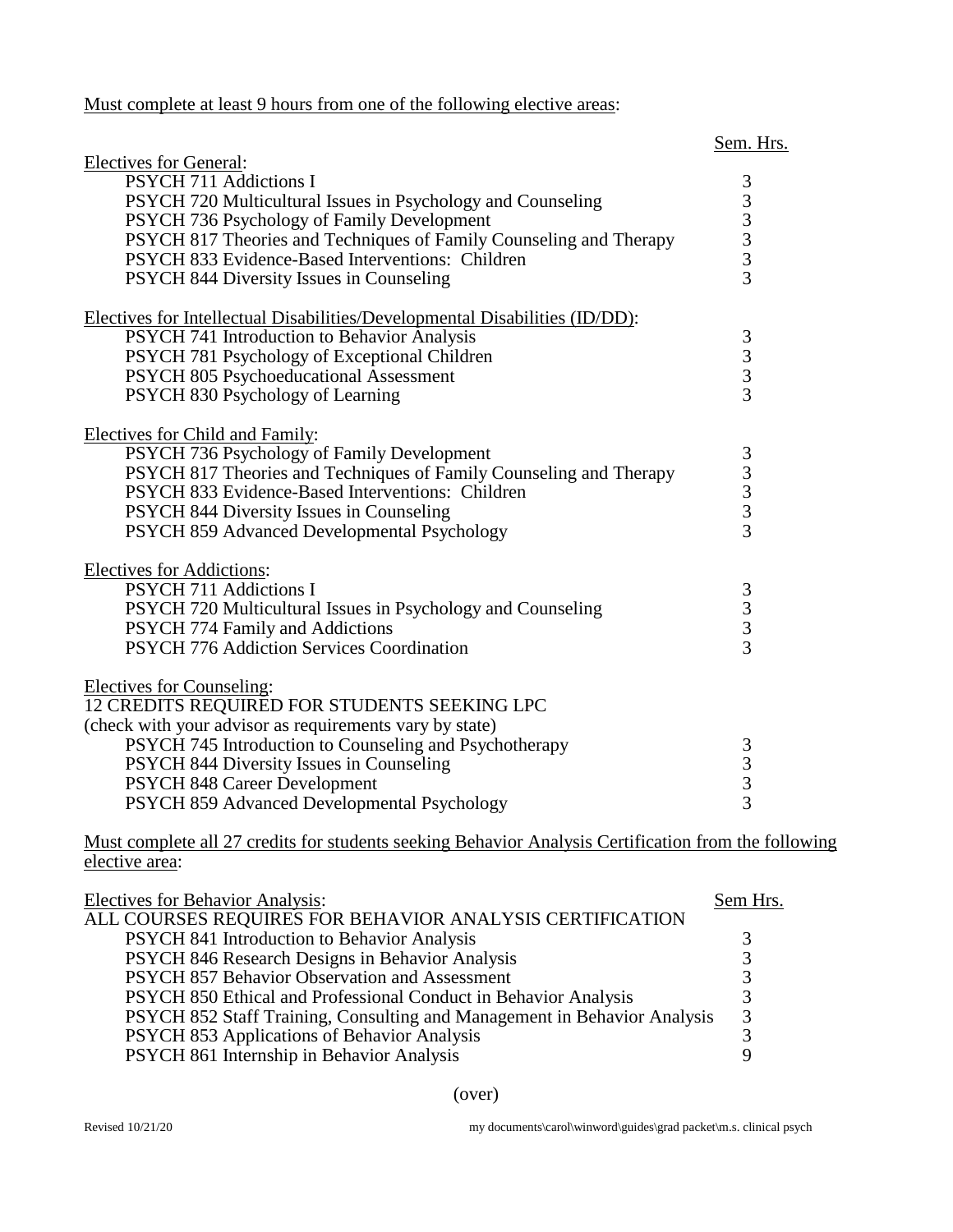Must complete at least 9 hours from one of the following elective areas:

| | Sem. Hrs. |
|---|---|
| Electives for General: | |
| PSYCH 711 Addictions I | 3 |
| PSYCH 720 Multicultural Issues in Psychology and Counseling | 3 |
| PSYCH 736 Psychology of Family Development | 3 |
| PSYCH 817 Theories and Techniques of Family Counseling and Therapy | 3 |
| PSYCH 833 Evidence-Based Interventions: Children | 3 |
| PSYCH 844 Diversity Issues in Counseling | 3 |
| Electives for Intellectual Disabilities/Developmental Disabilities (ID/DD): | |
| PSYCH 741 Introduction to Behavior Analysis | 3 |
| PSYCH 781 Psychology of Exceptional Children | 3 |
| PSYCH 805 Psychoeducational Assessment | 3 |
| PSYCH 830 Psychology of Learning | 3 |
| Electives for Child and Family: | |
| PSYCH 736 Psychology of Family Development | 3 |
| PSYCH 817 Theories and Techniques of Family Counseling and Therapy | 3 |
| PSYCH 833 Evidence-Based Interventions: Children | 3 |
| PSYCH 844 Diversity Issues in Counseling | 3 |
| PSYCH 859 Advanced Developmental Psychology | 3 |
| Electives for Addictions: | |
| PSYCH 711 Addictions I | 3 |
| PSYCH 720 Multicultural Issues in Psychology and Counseling | 3 |
| PSYCH 774 Family and Addictions | 3 |
| PSYCH 776 Addiction Services Coordination | 3 |
| Electives for Counseling: | |
| 12 CREDITS REQUIRED FOR STUDENTS SEEKING LPC | |
| (check with your advisor as requirements vary by state) | |
| PSYCH 745 Introduction to Counseling and Psychotherapy | 3 |
| PSYCH 844 Diversity Issues in Counseling | 3 |
| PSYCH 848 Career Development | 3 |
| PSYCH 859 Advanced Developmental Psychology | 3 |

Must complete all 27 credits for students seeking Behavior Analysis Certification from the following elective area:

| Electives for Behavior Analysis: | Sem Hrs. |
|---|---|
| ALL COURSES REQUIRES FOR BEHAVIOR ANALYSIS CERTIFICATION | |
| PSYCH 841 Introduction to Behavior Analysis | 3 |
| PSYCH 846 Research Designs in Behavior Analysis | 3 |
| PSYCH 857 Behavior Observation and Assessment | 3 |
| PSYCH 850 Ethical and Professional Conduct in Behavior Analysis | 3 |
| PSYCH 852 Staff Training, Consulting and Management in Behavior Analysis | 3 |
| PSYCH 853 Applications of Behavior Analysis | 3 |
| PSYCH 861 Internship in Behavior Analysis | 9 |

(over)

Revised 10/21/20

my documents\carol\winword\guides\grad packet\m.s. clinical psych